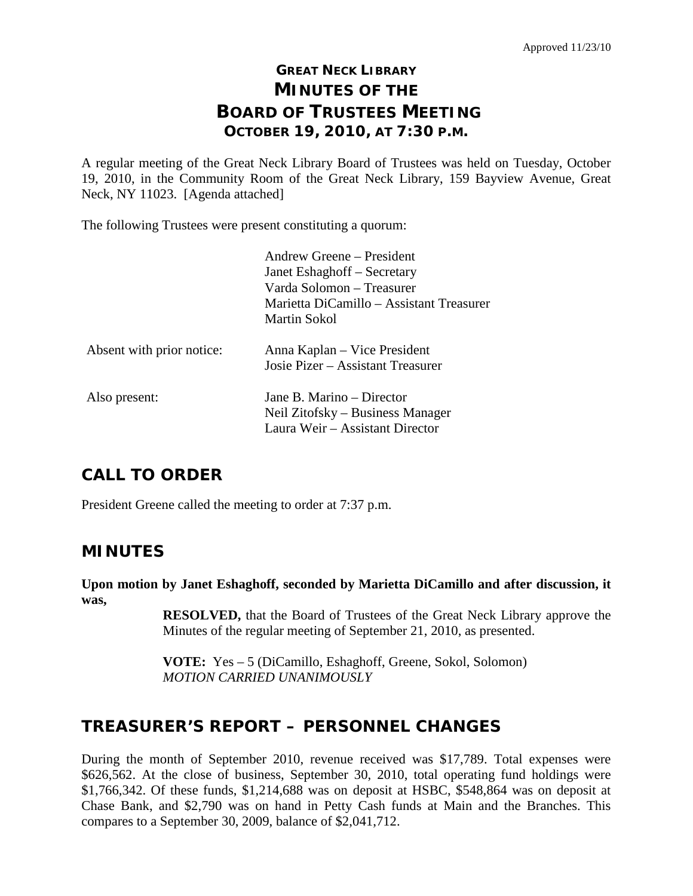Approved 11/23/10

# GREAT NECK LIBRARY
# MINUTES OF THE
# BOARD OF TRUSTEES MEETING
## OCTOBER 19, 2010, AT 7:30 P.M.

A regular meeting of the Great Neck Library Board of Trustees was held on Tuesday, October 19, 2010, in the Community Room of the Great Neck Library, 159 Bayview Avenue, Great Neck, NY 11023. [Agenda attached]

The following Trustees were present constituting a quorum:

| | |
|---|---|
| | Andrew Greene – President<br>Janet Eshaghoff – Secretary<br>Varda Solomon – Treasurer<br>Marietta DiCamillo – Assistant Treasurer<br>Martin Sokol |
| Absent with prior notice: | Anna Kaplan – Vice President<br>Josie Pizer – Assistant Treasurer |
| Also present: | Jane B. Marino – Director<br>Neil Zitofsky – Business Manager<br>Laura Weir – Assistant Director |

## CALL TO ORDER

President Greene called the meeting to order at 7:37 p.m.

## MINUTES

**Upon motion by Janet Eshaghoff, seconded by Marietta DiCamillo and after discussion, it was,**

> **RESOLVED,** that the Board of Trustees of the Great Neck Library approve the Minutes of the regular meeting of September 21, 2010, as presented.
>
> **VOTE:** Yes – 5 (DiCamillo, Eshaghoff, Greene, Sokol, Solomon)
> *MOTION CARRIED UNANIMOUSLY*

## TREASURER'S REPORT – PERSONNEL CHANGES

During the month of September 2010, revenue received was $17,789. Total expenses were $626,562. At the close of business, September 30, 2010, total operating fund holdings were $1,766,342. Of these funds, $1,214,688 was on deposit at HSBC, $548,864 was on deposit at Chase Bank, and $2,790 was on hand in Petty Cash funds at Main and the Branches. This compares to a September 30, 2009, balance of $2,041,712.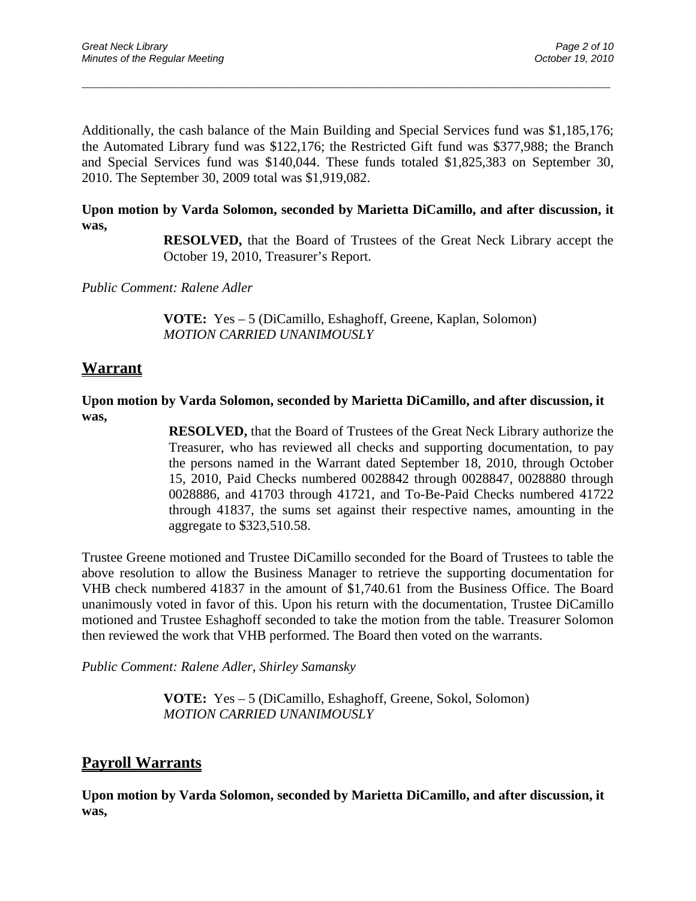Additionally, the cash balance of the Main Building and Special Services fund was $1,185,176; the Automated Library fund was $122,176; the Restricted Gift fund was $377,988; the Branch and Special Services fund was $140,044. These funds totaled $1,825,383 on September 30, 2010. The September 30, 2009 total was $1,919,082.

**Upon motion by Varda Solomon, seconded by Marietta DiCamillo, and after discussion, it was,**

> **RESOLVED,** that the Board of Trustees of the Great Neck Library accept the October 19, 2010, Treasurer's Report.

*Public Comment: Ralene Adler*

> **VOTE:** Yes – 5 (DiCamillo, Eshaghoff, Greene, Kaplan, Solomon)
> *MOTION CARRIED UNANIMOUSLY*

## Warrant

**Upon motion by Varda Solomon, seconded by Marietta DiCamillo, and after discussion, it was,**

> **RESOLVED,** that the Board of Trustees of the Great Neck Library authorize the Treasurer, who has reviewed all checks and supporting documentation, to pay the persons named in the Warrant dated September 18, 2010, through October 15, 2010, Paid Checks numbered 0028842 through 0028847, 0028880 through 0028886, and 41703 through 41721, and To-Be-Paid Checks numbered 41722 through 41837, the sums set against their respective names, amounting in the aggregate to $323,510.58.

Trustee Greene motioned and Trustee DiCamillo seconded for the Board of Trustees to table the above resolution to allow the Business Manager to retrieve the supporting documentation for VHB check numbered 41837 in the amount of $1,740.61 from the Business Office. The Board unanimously voted in favor of this. Upon his return with the documentation, Trustee DiCamillo motioned and Trustee Eshaghoff seconded to take the motion from the table. Treasurer Solomon then reviewed the work that VHB performed. The Board then voted on the warrants.

*Public Comment: Ralene Adler, Shirley Samansky*

> **VOTE:** Yes – 5 (DiCamillo, Eshaghoff, Greene, Sokol, Solomon)
> *MOTION CARRIED UNANIMOUSLY*

## Payroll Warrants

**Upon motion by Varda Solomon, seconded by Marietta DiCamillo, and after discussion, it was,**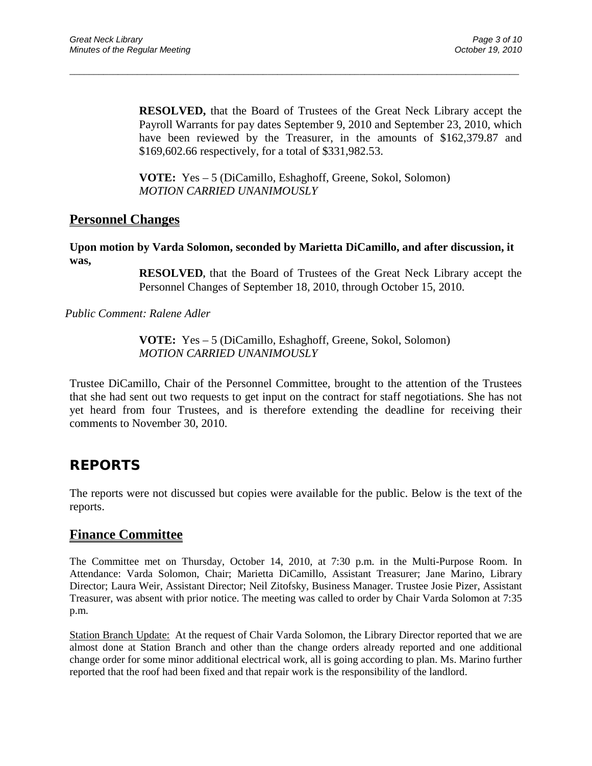**RESOLVED,** that the Board of Trustees of the Great Neck Library accept the Payroll Warrants for pay dates September 9, 2010 and September 23, 2010, which have been reviewed by the Treasurer, in the amounts of $162,379.87 and $169,602.66 respectively, for a total of $331,982.53.

**VOTE:** Yes – 5 (DiCamillo, Eshaghoff, Greene, Sokol, Solomon)
*MOTION CARRIED UNANIMOUSLY*

## Personnel Changes

**Upon motion by Varda Solomon, seconded by Marietta DiCamillo, and after discussion, it was,**

**RESOLVED**, that the Board of Trustees of the Great Neck Library accept the Personnel Changes of September 18, 2010, through October 15, 2010.

*Public Comment: Ralene Adler*

**VOTE:** Yes – 5 (DiCamillo, Eshaghoff, Greene, Sokol, Solomon)
*MOTION CARRIED UNANIMOUSLY*

Trustee DiCamillo, Chair of the Personnel Committee, brought to the attention of the Trustees that she had sent out two requests to get input on the contract for staff negotiations. She has not yet heard from four Trustees, and is therefore extending the deadline for receiving their comments to November 30, 2010.

# REPORTS

The reports were not discussed but copies were available for the public. Below is the text of the reports.

## Finance Committee

The Committee met on Thursday, October 14, 2010, at 7:30 p.m. in the Multi-Purpose Room. In Attendance: Varda Solomon, Chair; Marietta DiCamillo, Assistant Treasurer; Jane Marino, Library Director; Laura Weir, Assistant Director; Neil Zitofsky, Business Manager. Trustee Josie Pizer, Assistant Treasurer, was absent with prior notice. The meeting was called to order by Chair Varda Solomon at 7:35 p.m.

Station Branch Update: At the request of Chair Varda Solomon, the Library Director reported that we are almost done at Station Branch and other than the change orders already reported and one additional change order for some minor additional electrical work, all is going according to plan. Ms. Marino further reported that the roof had been fixed and that repair work is the responsibility of the landlord.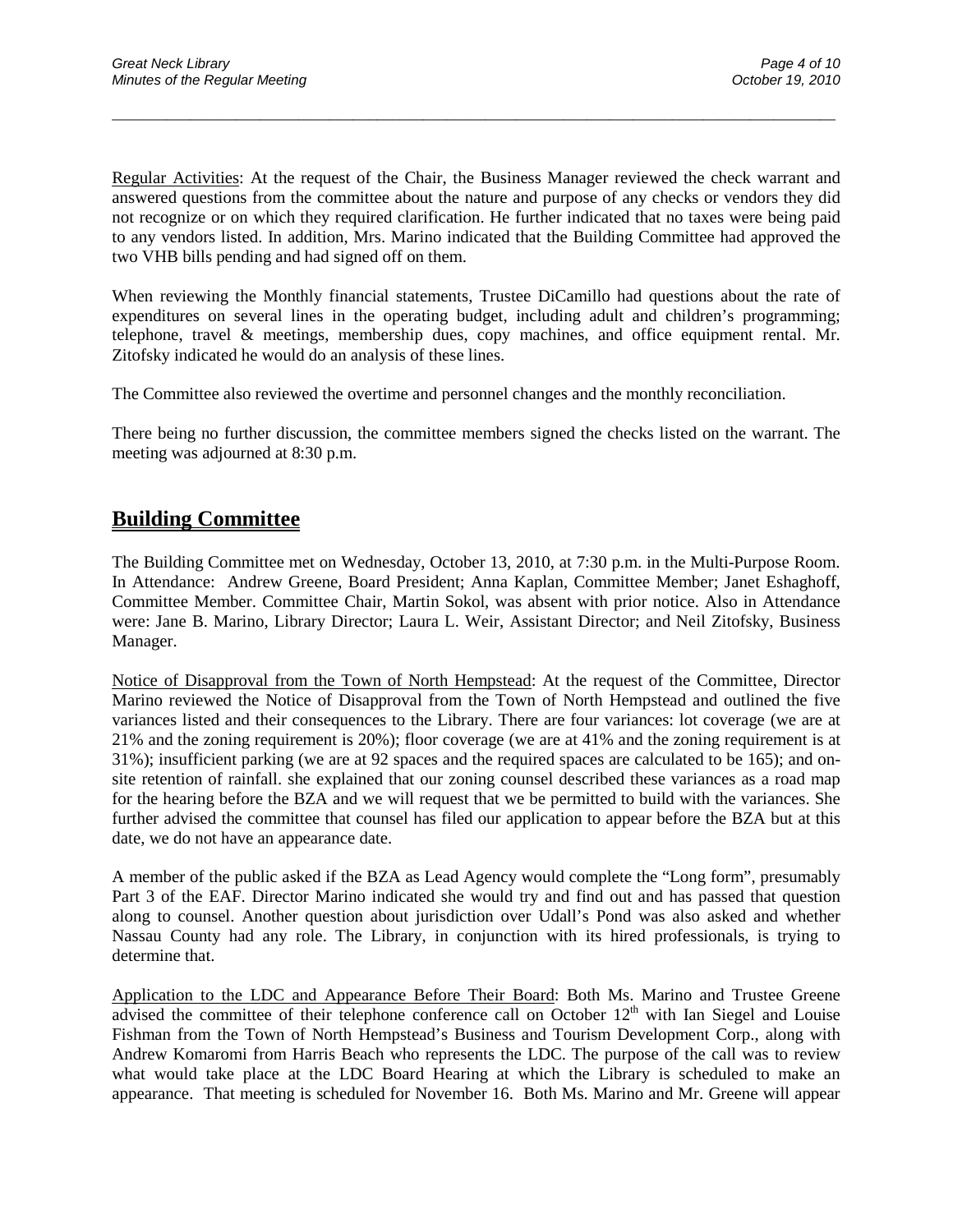Regular Activities: At the request of the Chair, the Business Manager reviewed the check warrant and answered questions from the committee about the nature and purpose of any checks or vendors they did not recognize or on which they required clarification. He further indicated that no taxes were being paid to any vendors listed. In addition, Mrs. Marino indicated that the Building Committee had approved the two VHB bills pending and had signed off on them.

When reviewing the Monthly financial statements, Trustee DiCamillo had questions about the rate of expenditures on several lines in the operating budget, including adult and children's programming; telephone, travel & meetings, membership dues, copy machines, and office equipment rental. Mr. Zitofsky indicated he would do an analysis of these lines.

The Committee also reviewed the overtime and personnel changes and the monthly reconciliation.

There being no further discussion, the committee members signed the checks listed on the warrant. The meeting was adjourned at 8:30 p.m.

## Building Committee

The Building Committee met on Wednesday, October 13, 2010, at 7:30 p.m. in the Multi-Purpose Room. In Attendance: Andrew Greene, Board President; Anna Kaplan, Committee Member; Janet Eshaghoff, Committee Member. Committee Chair, Martin Sokol, was absent with prior notice. Also in Attendance were: Jane B. Marino, Library Director; Laura L. Weir, Assistant Director; and Neil Zitofsky, Business Manager.

Notice of Disapproval from the Town of North Hempstead: At the request of the Committee, Director Marino reviewed the Notice of Disapproval from the Town of North Hempstead and outlined the five variances listed and their consequences to the Library. There are four variances: lot coverage (we are at 21% and the zoning requirement is 20%); floor coverage (we are at 41% and the zoning requirement is at 31%); insufficient parking (we are at 92 spaces and the required spaces are calculated to be 165); and on-site retention of rainfall. she explained that our zoning counsel described these variances as a road map for the hearing before the BZA and we will request that we be permitted to build with the variances. She further advised the committee that counsel has filed our application to appear before the BZA but at this date, we do not have an appearance date.

A member of the public asked if the BZA as Lead Agency would complete the "Long form", presumably Part 3 of the EAF. Director Marino indicated she would try and find out and has passed that question along to counsel. Another question about jurisdiction over Udall's Pond was also asked and whether Nassau County had any role. The Library, in conjunction with its hired professionals, is trying to determine that.

Application to the LDC and Appearance Before Their Board: Both Ms. Marino and Trustee Greene advised the committee of their telephone conference call on October 12th with Ian Siegel and Louise Fishman from the Town of North Hempstead's Business and Tourism Development Corp., along with Andrew Komaromi from Harris Beach who represents the LDC. The purpose of the call was to review what would take place at the LDC Board Hearing at which the Library is scheduled to make an appearance. That meeting is scheduled for November 16. Both Ms. Marino and Mr. Greene will appear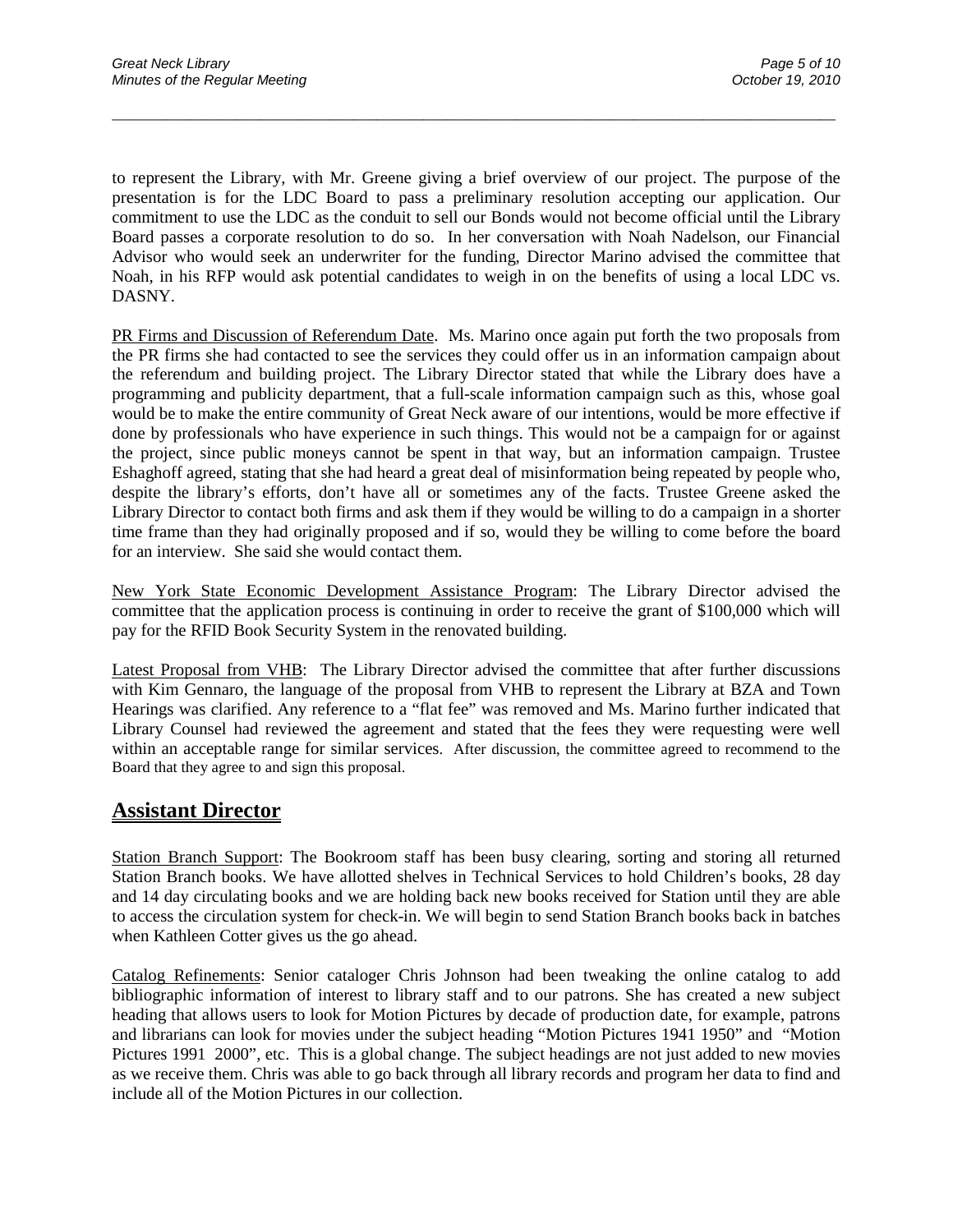to represent the Library, with Mr. Greene giving a brief overview of our project. The purpose of the presentation is for the LDC Board to pass a preliminary resolution accepting our application. Our commitment to use the LDC as the conduit to sell our Bonds would not become official until the Library Board passes a corporate resolution to do so. In her conversation with Noah Nadelson, our Financial Advisor who would seek an underwriter for the funding, Director Marino advised the committee that Noah, in his RFP would ask potential candidates to weigh in on the benefits of using a local LDC vs. DASNY.

PR Firms and Discussion of Referendum Date. Ms. Marino once again put forth the two proposals from the PR firms she had contacted to see the services they could offer us in an information campaign about the referendum and building project. The Library Director stated that while the Library does have a programming and publicity department, that a full-scale information campaign such as this, whose goal would be to make the entire community of Great Neck aware of our intentions, would be more effective if done by professionals who have experience in such things. This would not be a campaign for or against the project, since public moneys cannot be spent in that way, but an information campaign. Trustee Eshaghoff agreed, stating that she had heard a great deal of misinformation being repeated by people who, despite the library's efforts, don't have all or sometimes any of the facts. Trustee Greene asked the Library Director to contact both firms and ask them if they would be willing to do a campaign in a shorter time frame than they had originally proposed and if so, would they be willing to come before the board for an interview. She said she would contact them.

New York State Economic Development Assistance Program: The Library Director advised the committee that the application process is continuing in order to receive the grant of $100,000 which will pay for the RFID Book Security System in the renovated building.

Latest Proposal from VHB: The Library Director advised the committee that after further discussions with Kim Gennaro, the language of the proposal from VHB to represent the Library at BZA and Town Hearings was clarified. Any reference to a "flat fee" was removed and Ms. Marino further indicated that Library Counsel had reviewed the agreement and stated that the fees they were requesting were well within an acceptable range for similar services. After discussion, the committee agreed to recommend to the Board that they agree to and sign this proposal.

## Assistant Director

Station Branch Support: The Bookroom staff has been busy clearing, sorting and storing all returned Station Branch books. We have allotted shelves in Technical Services to hold Children's books, 28 day and 14 day circulating books and we are holding back new books received for Station until they are able to access the circulation system for check-in. We will begin to send Station Branch books back in batches when Kathleen Cotter gives us the go ahead.

Catalog Refinements: Senior cataloger Chris Johnson had been tweaking the online catalog to add bibliographic information of interest to library staff and to our patrons. She has created a new subject heading that allows users to look for Motion Pictures by decade of production date, for example, patrons and librarians can look for movies under the subject heading "Motion Pictures 1941 1950" and "Motion Pictures 1991 2000", etc. This is a global change. The subject headings are not just added to new movies as we receive them. Chris was able to go back through all library records and program her data to find and include all of the Motion Pictures in our collection.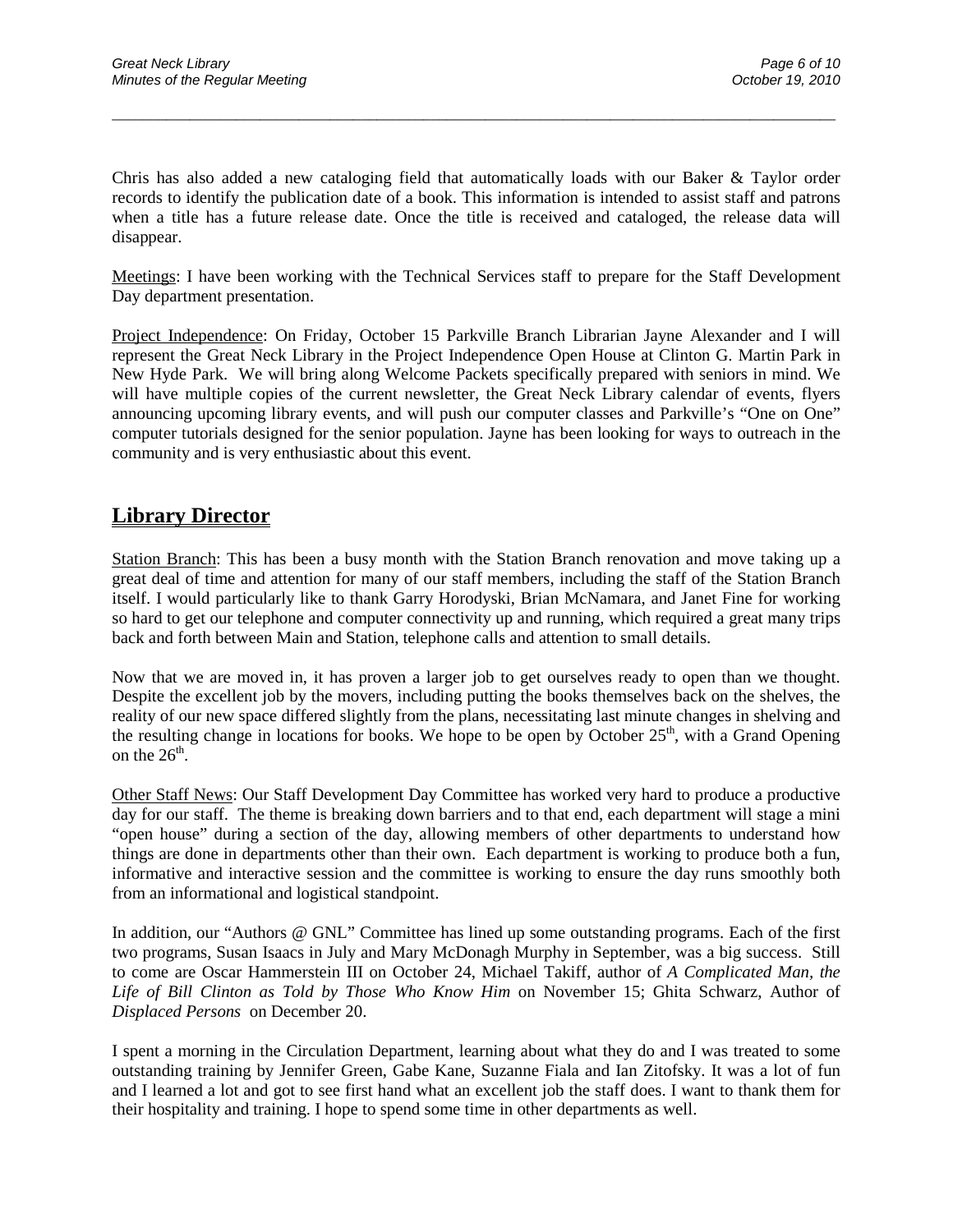Chris has also added a new cataloging field that automatically loads with our Baker & Taylor order records to identify the publication date of a book. This information is intended to assist staff and patrons when a title has a future release date. Once the title is received and cataloged, the release data will disappear.

Meetings: I have been working with the Technical Services staff to prepare for the Staff Development Day department presentation.

Project Independence: On Friday, October 15 Parkville Branch Librarian Jayne Alexander and I will represent the Great Neck Library in the Project Independence Open House at Clinton G. Martin Park in New Hyde Park. We will bring along Welcome Packets specifically prepared with seniors in mind. We will have multiple copies of the current newsletter, the Great Neck Library calendar of events, flyers announcing upcoming library events, and will push our computer classes and Parkville's "One on One" computer tutorials designed for the senior population. Jayne has been looking for ways to outreach in the community and is very enthusiastic about this event.

## Library Director

Station Branch: This has been a busy month with the Station Branch renovation and move taking up a great deal of time and attention for many of our staff members, including the staff of the Station Branch itself. I would particularly like to thank Garry Horodyski, Brian McNamara, and Janet Fine for working so hard to get our telephone and computer connectivity up and running, which required a great many trips back and forth between Main and Station, telephone calls and attention to small details.

Now that we are moved in, it has proven a larger job to get ourselves ready to open than we thought. Despite the excellent job by the movers, including putting the books themselves back on the shelves, the reality of our new space differed slightly from the plans, necessitating last minute changes in shelving and the resulting change in locations for books. We hope to be open by October 25th, with a Grand Opening on the 26th.

Other Staff News: Our Staff Development Day Committee has worked very hard to produce a productive day for our staff. The theme is breaking down barriers and to that end, each department will stage a mini "open house" during a section of the day, allowing members of other departments to understand how things are done in departments other than their own. Each department is working to produce both a fun, informative and interactive session and the committee is working to ensure the day runs smoothly both from an informational and logistical standpoint.

In addition, our "Authors @ GNL" Committee has lined up some outstanding programs. Each of the first two programs, Susan Isaacs in July and Mary McDonagh Murphy in September, was a big success. Still to come are Oscar Hammerstein III on October 24, Michael Takiff, author of *A Complicated Man, the Life of Bill Clinton as Told by Those Who Know Him* on November 15; Ghita Schwarz, Author of *Displaced Persons* on December 20.

I spent a morning in the Circulation Department, learning about what they do and I was treated to some outstanding training by Jennifer Green, Gabe Kane, Suzanne Fiala and Ian Zitofsky. It was a lot of fun and I learned a lot and got to see first hand what an excellent job the staff does. I want to thank them for their hospitality and training. I hope to spend some time in other departments as well.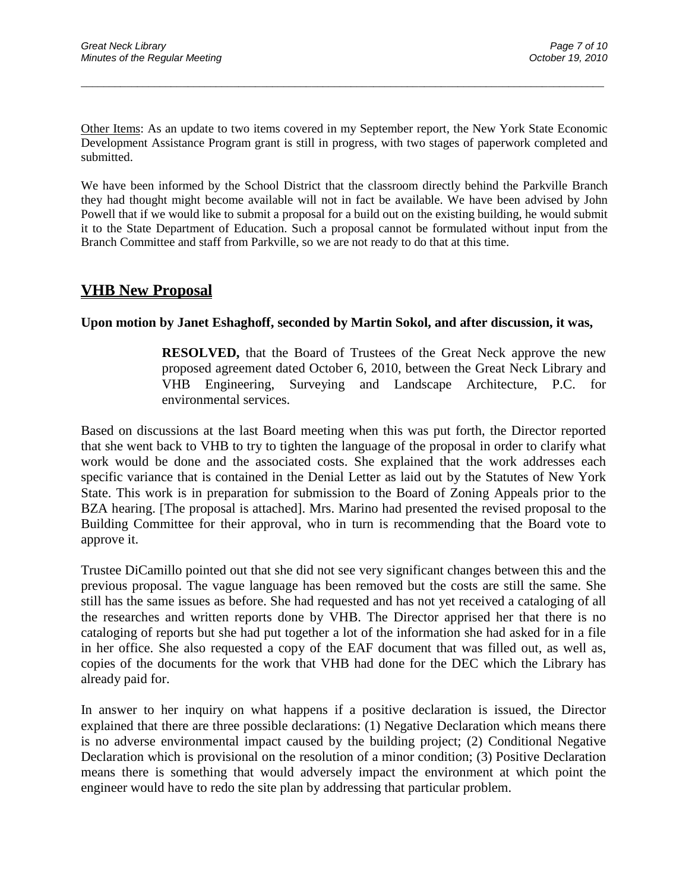Other Items: As an update to two items covered in my September report, the New York State Economic Development Assistance Program grant is still in progress, with two stages of paperwork completed and submitted.

We have been informed by the School District that the classroom directly behind the Parkville Branch they had thought might become available will not in fact be available. We have been advised by John Powell that if we would like to submit a proposal for a build out on the existing building, he would submit it to the State Department of Education. Such a proposal cannot be formulated without input from the Branch Committee and staff from Parkville, so we are not ready to do that at this time.

## VHB New Proposal

**Upon motion by Janet Eshaghoff, seconded by Martin Sokol, and after discussion, it was,**

> **RESOLVED,** that the Board of Trustees of the Great Neck approve the new proposed agreement dated October 6, 2010, between the Great Neck Library and VHB Engineering, Surveying and Landscape Architecture, P.C. for environmental services.

Based on discussions at the last Board meeting when this was put forth, the Director reported that she went back to VHB to try to tighten the language of the proposal in order to clarify what work would be done and the associated costs. She explained that the work addresses each specific variance that is contained in the Denial Letter as laid out by the Statutes of New York State. This work is in preparation for submission to the Board of Zoning Appeals prior to the BZA hearing. [The proposal is attached]. Mrs. Marino had presented the revised proposal to the Building Committee for their approval, who in turn is recommending that the Board vote to approve it.

Trustee DiCamillo pointed out that she did not see very significant changes between this and the previous proposal. The vague language has been removed but the costs are still the same. She still has the same issues as before. She had requested and has not yet received a cataloging of all the researches and written reports done by VHB. The Director apprised her that there is no cataloging of reports but she had put together a lot of the information she had asked for in a file in her office. She also requested a copy of the EAF document that was filled out, as well as, copies of the documents for the work that VHB had done for the DEC which the Library has already paid for.

In answer to her inquiry on what happens if a positive declaration is issued, the Director explained that there are three possible declarations: (1) Negative Declaration which means there is no adverse environmental impact caused by the building project; (2) Conditional Negative Declaration which is provisional on the resolution of a minor condition; (3) Positive Declaration means there is something that would adversely impact the environment at which point the engineer would have to redo the site plan by addressing that particular problem.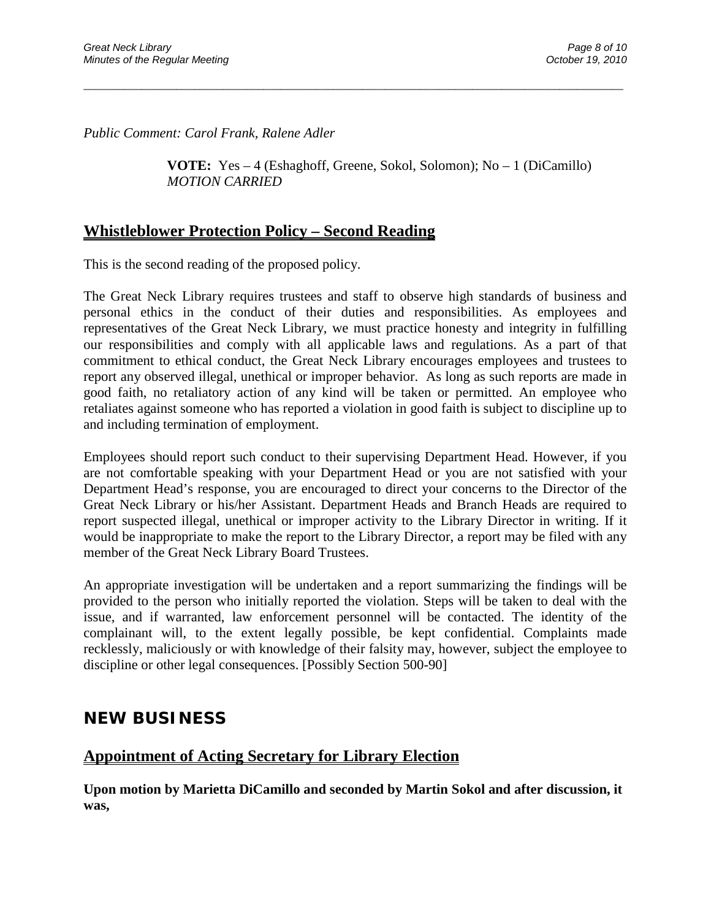*Public Comment: Carol Frank, Ralene Adler*

> **VOTE:** Yes – 4 (Eshaghoff, Greene, Sokol, Solomon); No – 1 (DiCamillo)
> *MOTION CARRIED*

## Whistleblower Protection Policy – Second Reading

This is the second reading of the proposed policy.

The Great Neck Library requires trustees and staff to observe high standards of business and personal ethics in the conduct of their duties and responsibilities. As employees and representatives of the Great Neck Library, we must practice honesty and integrity in fulfilling our responsibilities and comply with all applicable laws and regulations. As a part of that commitment to ethical conduct, the Great Neck Library encourages employees and trustees to report any observed illegal, unethical or improper behavior. As long as such reports are made in good faith, no retaliatory action of any kind will be taken or permitted. An employee who retaliates against someone who has reported a violation in good faith is subject to discipline up to and including termination of employment.

Employees should report such conduct to their supervising Department Head. However, if you are not comfortable speaking with your Department Head or you are not satisfied with your Department Head's response, you are encouraged to direct your concerns to the Director of the Great Neck Library or his/her Assistant. Department Heads and Branch Heads are required to report suspected illegal, unethical or improper activity to the Library Director in writing. If it would be inappropriate to make the report to the Library Director, a report may be filed with any member of the Great Neck Library Board Trustees.

An appropriate investigation will be undertaken and a report summarizing the findings will be provided to the person who initially reported the violation. Steps will be taken to deal with the issue, and if warranted, law enforcement personnel will be contacted. The identity of the complainant will, to the extent legally possible, be kept confidential. Complaints made recklessly, maliciously or with knowledge of their falsity may, however, subject the employee to discipline or other legal consequences. [Possibly Section 500-90]

# NEW BUSINESS

## Appointment of Acting Secretary for Library Election

**Upon motion by Marietta DiCamillo and seconded by Martin Sokol and after discussion, it was,**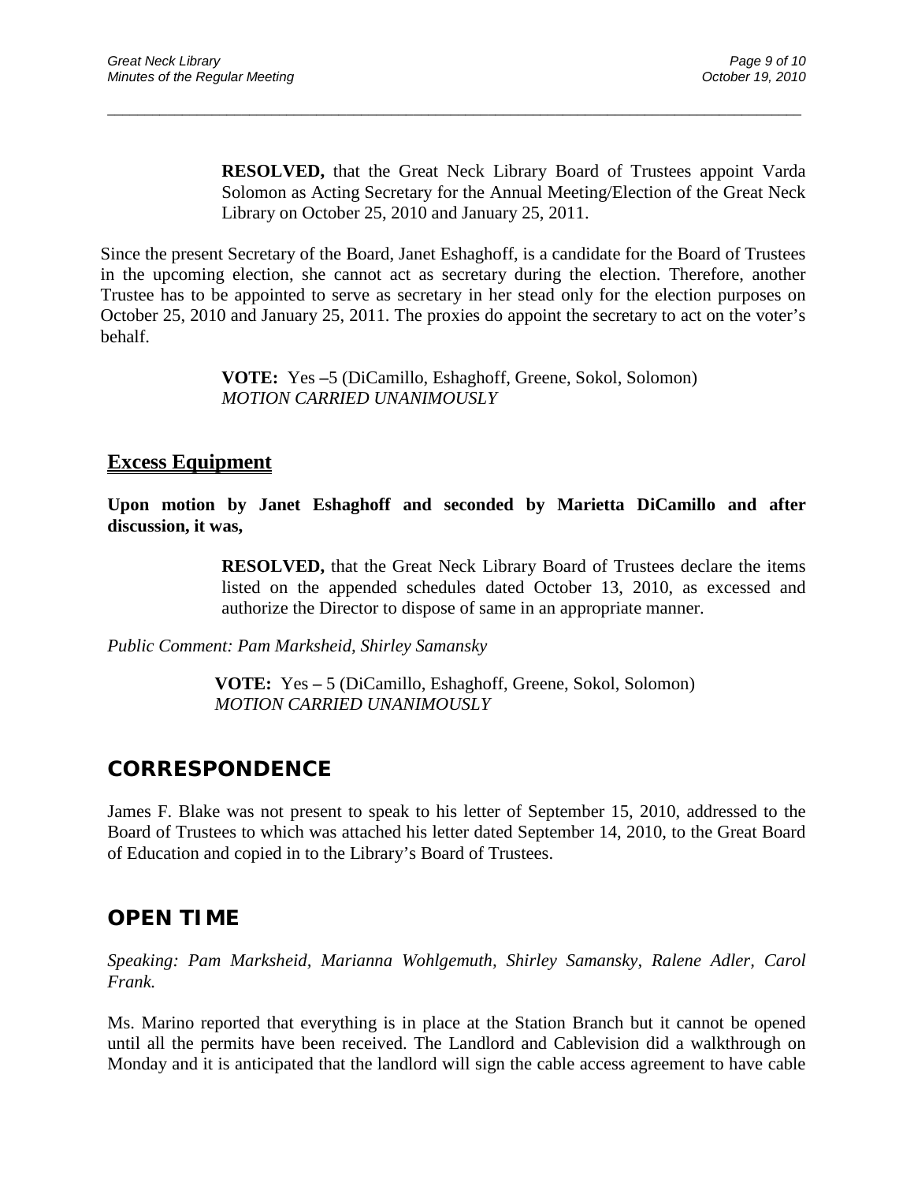**RESOLVED,** that the Great Neck Library Board of Trustees appoint Varda Solomon as Acting Secretary for the Annual Meeting/Election of the Great Neck Library on October 25, 2010 and January 25, 2011.

Since the present Secretary of the Board, Janet Eshaghoff, is a candidate for the Board of Trustees in the upcoming election, she cannot act as secretary during the election. Therefore, another Trustee has to be appointed to serve as secretary in her stead only for the election purposes on October 25, 2010 and January 25, 2011. The proxies do appoint the secretary to act on the voter's behalf.

**VOTE:** Yes –5 (DiCamillo, Eshaghoff, Greene, Sokol, Solomon)
*MOTION CARRIED UNANIMOUSLY*

## Excess Equipment

**Upon motion by Janet Eshaghoff and seconded by Marietta DiCamillo and after discussion, it was,**

**RESOLVED,** that the Great Neck Library Board of Trustees declare the items listed on the appended schedules dated October 13, 2010, as excessed and authorize the Director to dispose of same in an appropriate manner.

*Public Comment: Pam Marksheid, Shirley Samansky*

**VOTE:** Yes – 5 (DiCamillo, Eshaghoff, Greene, Sokol, Solomon)
*MOTION CARRIED UNANIMOUSLY*

# CORRESPONDENCE

James F. Blake was not present to speak to his letter of September 15, 2010, addressed to the Board of Trustees to which was attached his letter dated September 14, 2010, to the Great Board of Education and copied in to the Library's Board of Trustees.

# OPEN TIME

*Speaking: Pam Marksheid, Marianna Wohlgemuth, Shirley Samansky, Ralene Adler, Carol Frank.*

Ms. Marino reported that everything is in place at the Station Branch but it cannot be opened until all the permits have been received. The Landlord and Cablevision did a walkthrough on Monday and it is anticipated that the landlord will sign the cable access agreement to have cable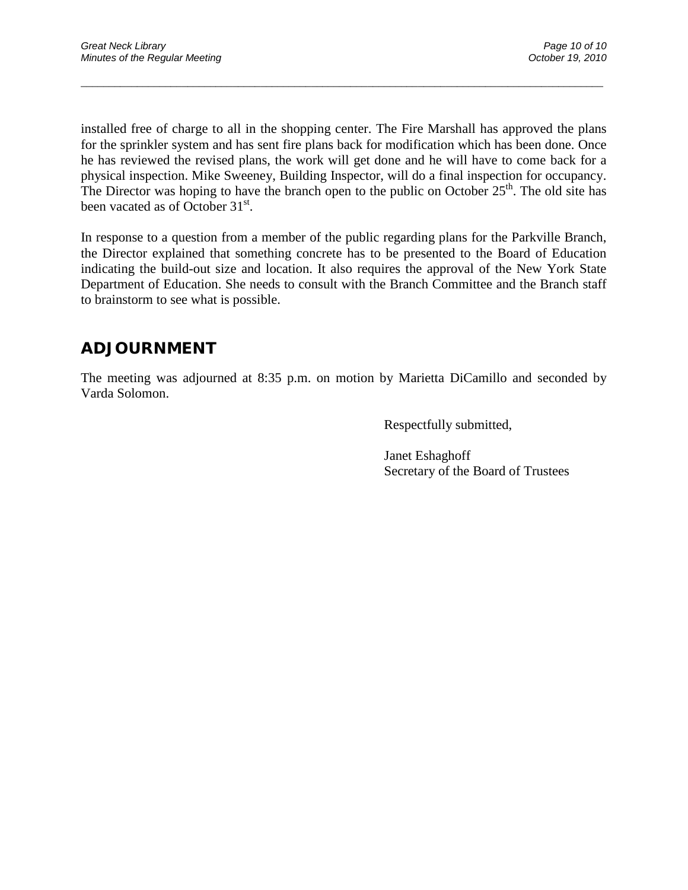installed free of charge to all in the shopping center. The Fire Marshall has approved the plans for the sprinkler system and has sent fire plans back for modification which has been done. Once he has reviewed the revised plans, the work will get done and he will have to come back for a physical inspection. Mike Sweeney, Building Inspector, will do a final inspection for occupancy. The Director was hoping to have the branch open to the public on October 25th. The old site has been vacated as of October 31st.

In response to a question from a member of the public regarding plans for the Parkville Branch, the Director explained that something concrete has to be presented to the Board of Education indicating the build-out size and location. It also requires the approval of the New York State Department of Education. She needs to consult with the Branch Committee and the Branch staff to brainstorm to see what is possible.

## ADJOURNMENT

The meeting was adjourned at 8:35 p.m. on motion by Marietta DiCamillo and seconded by Varda Solomon.

Respectfully submitted,

Janet Eshaghoff
Secretary of the Board of Trustees